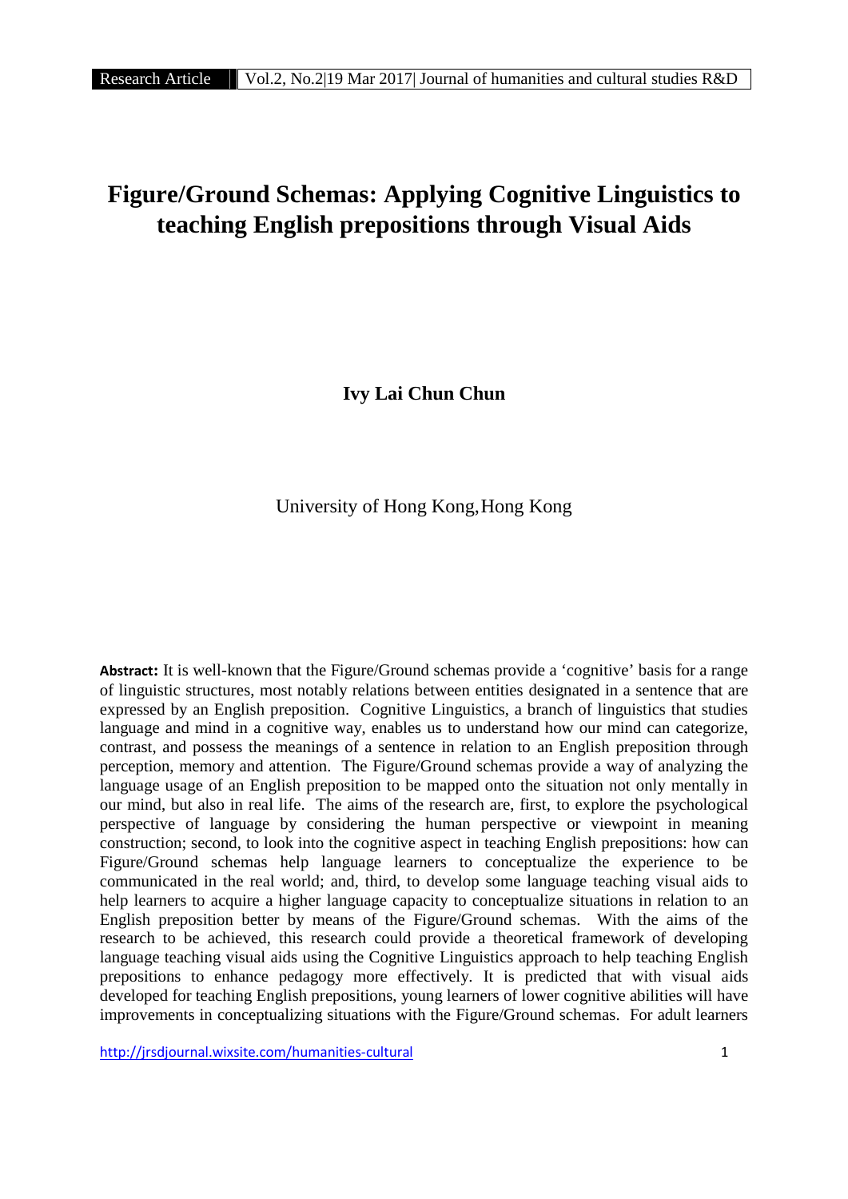# Figure/Ground Schemas: Applying Cognitive Linguistics to teaching English prepositions through Visual Aids

**Ivy Lai Chun Chun**

University of Hong Kong, Hong Kong

**Abstract:** It is well-known that the Figure/Ground schemas provide a 'cognitive' basis for a range of linguistic structures, most notably relations between entities designated in a sentence that are expressed by an English preposition. Cognitive Linguistics, a branch of linguistics that studies language and mind in a cognitive way, enables us to understand how our mind can categorize, contrast, and possess the meanings of a sentence in relation to an English preposition through perception, memory and attention. The Figure/Ground schemas provide a way of analyzing the language usage of an English preposition to be mapped onto the situation not only mentally in our mind, but also in real life. The aims of the research are, first, to explore the psychological perspective of language by considering the human perspective or viewpoint in meaning construction; second, to look into the cognitive aspect in teaching English prepositions: how can Figure/Ground schemas help language learners to conceptualize the experience to be communicated in the real world; and, third, to develop some language teaching visual aids to help learners to acquire a higher language capacity to conceptualize situations in relation to an English preposition better by means of the Figure/Ground schemas. With the aims of the research to be achieved, this research could provide a theoretical framework of developing language teaching visual aids using the Cognitive Linguistics approach to help teaching English prepositions to enhance pedagogy more effectively. It is predicted that with visual aids developed for teaching English prepositions, young learners of lower cognitive abilities will have improvements in conceptualizing situations with the Figure/Ground schemas. For adult learners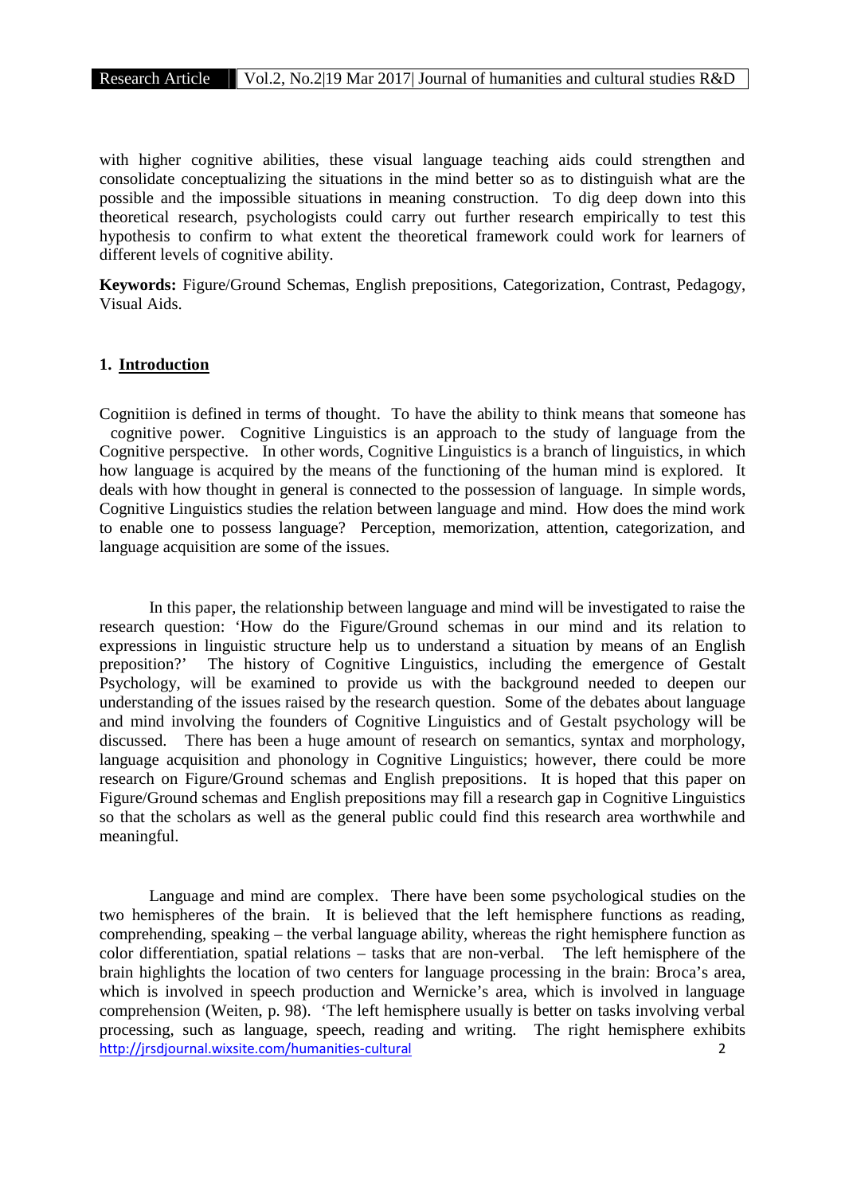with higher cognitive abilities, these visual language teaching aids could strengthen and consolidate conceptualizing the situations in the mind better so as to distinguish what are the possible and the impossible situations in meaning construction. To dig deep down into this theoretical research, psychologists could carry out further research empirically to test this hypothesis to confirm to what extent the theoretical framework could work for learners of different levels of cognitive ability.

**Keywords:** Figure/Ground Schemas, English prepositions, Categorization, Contrast, Pedagogy, Visual Aids.

## 1. Introduction

Cognitiion is defined in terms of thought. To have the ability to think means that someone has cognitive power. Cognitive Linguistics is an approach to the study of language from the Cognitive perspective. In other words, Cognitive Linguistics is a branch of linguistics, in which how language is acquired by the means of the functioning of the human mind is explored. It deals with how thought in general is connected to the possession of language. In simple words, Cognitive Linguistics studies the relation between language and mind. How does the mind work to enable one to possess language? Perception, memorization, attention, categorization, and language acquisition are some of the issues.

In this paper, the relationship between language and mind will be investigated to raise the research question: 'How do the Figure/Ground schemas in our mind and its relation to expressions in linguistic structure help us to understand a situation by means of an English preposition?' The history of Cognitive Linguistics, including the emergence of Gestalt Psychology, will be examined to provide us with the background needed to deepen our understanding of the issues raised by the research question. Some of the debates about language and mind involving the founders of Cognitive Linguistics and of Gestalt psychology will be discussed. There has been a huge amount of research on semantics, syntax and morphology, language acquisition and phonology in Cognitive Linguistics; however, there could be more research on Figure/Ground schemas and English prepositions. It is hoped that this paper on Figure/Ground schemas and English prepositions may fill a research gap in Cognitive Linguistics so that the scholars as well as the general public could find this research area worthwhile and meaningful.

Language and mind are complex. There have been some psychological studies on the two hemispheres of the brain. It is believed that the left hemisphere functions as reading, comprehending, speaking – the verbal language ability, whereas the right hemisphere function as color differentiation, spatial relations – tasks that are non-verbal. The left hemisphere of the brain highlights the location of two centers for language processing in the brain: Broca's area, which is involved in speech production and Wernicke's area, which is involved in language comprehension (Weiten, p. 98). 'The left hemisphere usually is better on tasks involving verbal processing, such as language, speech, reading and writing. The right hemisphere exhibits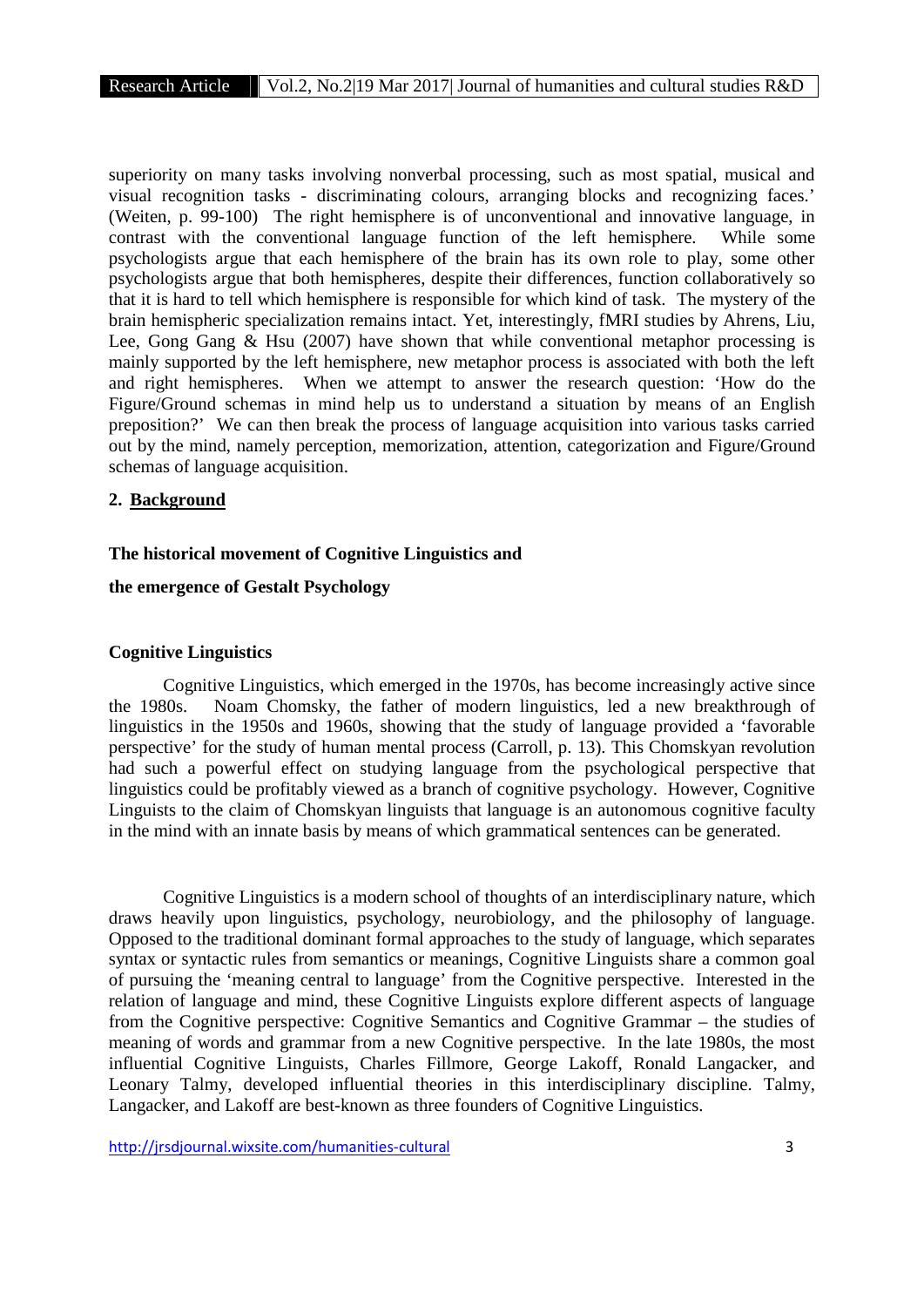superiority on many tasks involving nonverbal processing, such as most spatial, musical and visual recognition tasks - discriminating colours, arranging blocks and recognizing faces.' (Weiten, p. 99-100) The right hemisphere is of unconventional and innovative language, in contrast with the conventional language function of the left hemisphere. While some psychologists argue that each hemisphere of the brain has its own role to play, some other psychologists argue that both hemispheres, despite their differences, function collaboratively so that it is hard to tell which hemisphere is responsible for which kind of task. The mystery of the brain hemispheric specialization remains intact. Yet, interestingly, fMRI studies by Ahrens, Liu, Lee, Gong Gang & Hsu (2007) have shown that while conventional metaphor processing is mainly supported by the left hemisphere, new metaphor process is associated with both the left and right hemispheres. When we attempt to answer the research question: 'How do the Figure/Ground schemas in mind help us to understand a situation by means of an English preposition?' We can then break the process of language acquisition into various tasks carried out by the mind, namely perception, memorization, attention, categorization and Figure/Ground schemas of language acquisition.

## 2. <u>Background</u>

### The historical movement of Cognitive Linguistics and the emergence of Gestalt Psychology

#### Cognitive Linguistics

Cognitive Linguistics, which emerged in the 1970s, has become increasingly active since the 1980s. Noam Chomsky, the father of modern linguistics, led a new breakthrough of linguistics in the 1950s and 1960s, showing that the study of language provided a 'favorable perspective' for the study of human mental process (Carroll, p. 13). This Chomskyan revolution had such a powerful effect on studying language from the psychological perspective that linguistics could be profitably viewed as a branch of cognitive psychology. However, Cognitive Linguists to the claim of Chomskyan linguists that language is an autonomous cognitive faculty in the mind with an innate basis by means of which grammatical sentences can be generated.

Cognitive Linguistics is a modern school of thoughts of an interdisciplinary nature, which draws heavily upon linguistics, psychology, neurobiology, and the philosophy of language. Opposed to the traditional dominant formal approaches to the study of language, which separates syntax or syntactic rules from semantics or meanings, Cognitive Linguists share a common goal of pursuing the 'meaning central to language' from the Cognitive perspective. Interested in the relation of language and mind, these Cognitive Linguists explore different aspects of language from the Cognitive perspective: Cognitive Semantics and Cognitive Grammar – the studies of meaning of words and grammar from a new Cognitive perspective. In the late 1980s, the most influential Cognitive Linguists, Charles Fillmore, George Lakoff, Ronald Langacker, and Leonary Talmy, developed influential theories in this interdisciplinary discipline. Talmy, Langacker, and Lakoff are best-known as three founders of Cognitive Linguistics.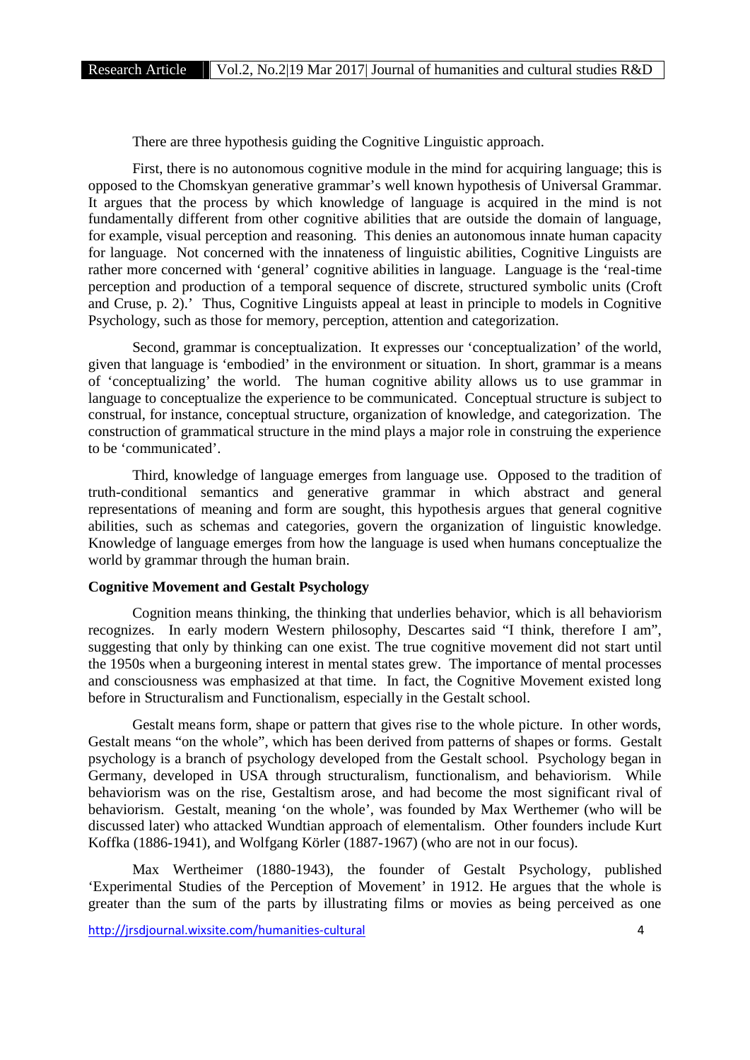There are three hypothesis guiding the Cognitive Linguistic approach.

First, there is no autonomous cognitive module in the mind for acquiring language; this is opposed to the Chomskyan generative grammar's well known hypothesis of Universal Grammar. It argues that the process by which knowledge of language is acquired in the mind is not fundamentally different from other cognitive abilities that are outside the domain of language, for example, visual perception and reasoning. This denies an autonomous innate human capacity for language. Not concerned with the innateness of linguistic abilities, Cognitive Linguists are rather more concerned with 'general' cognitive abilities in language. Language is the 'real-time perception and production of a temporal sequence of discrete, structured symbolic units (Croft and Cruse, p. 2).' Thus, Cognitive Linguists appeal at least in principle to models in Cognitive Psychology, such as those for memory, perception, attention and categorization.

Second, grammar is conceptualization. It expresses our 'conceptualization' of the world, given that language is 'embodied' in the environment or situation. In short, grammar is a means of 'conceptualizing' the world. The human cognitive ability allows us to use grammar in language to conceptualize the experience to be communicated. Conceptual structure is subject to construal, for instance, conceptual structure, organization of knowledge, and categorization. The construction of grammatical structure in the mind plays a major role in construing the experience to be 'communicated'.

Third, knowledge of language emerges from language use. Opposed to the tradition of truth-conditional semantics and generative grammar in which abstract and general representations of meaning and form are sought, this hypothesis argues that general cognitive abilities, such as schemas and categories, govern the organization of linguistic knowledge. Knowledge of language emerges from how the language is used when humans conceptualize the world by grammar through the human brain.

**Cognitive Movement and Gestalt Psychology**

Cognition means thinking, the thinking that underlies behavior, which is all behaviorism recognizes. In early modern Western philosophy, Descartes said "I think, therefore I am", suggesting that only by thinking can one exist. The true cognitive movement did not start until the 1950s when a burgeoning interest in mental states grew. The importance of mental processes and consciousness was emphasized at that time. In fact, the Cognitive Movement existed long before in Structuralism and Functionalism, especially in the Gestalt school.

Gestalt means form, shape or pattern that gives rise to the whole picture. In other words, Gestalt means "on the whole", which has been derived from patterns of shapes or forms. Gestalt psychology is a branch of psychology developed from the Gestalt school. Psychology began in Germany, developed in USA through structuralism, functionalism, and behaviorism. While behaviorism was on the rise, Gestaltism arose, and had become the most significant rival of behaviorism. Gestalt, meaning 'on the whole', was founded by Max Werthemer (who will be discussed later) who attacked Wundtian approach of elementalism. Other founders include Kurt Koffka (1886-1941), and Wolfgang Körler (1887-1967) (who are not in our focus).

Max Wertheimer (1880-1943), the founder of Gestalt Psychology, published 'Experimental Studies of the Perception of Movement' in 1912. He argues that the whole is greater than the sum of the parts by illustrating films or movies as being perceived as one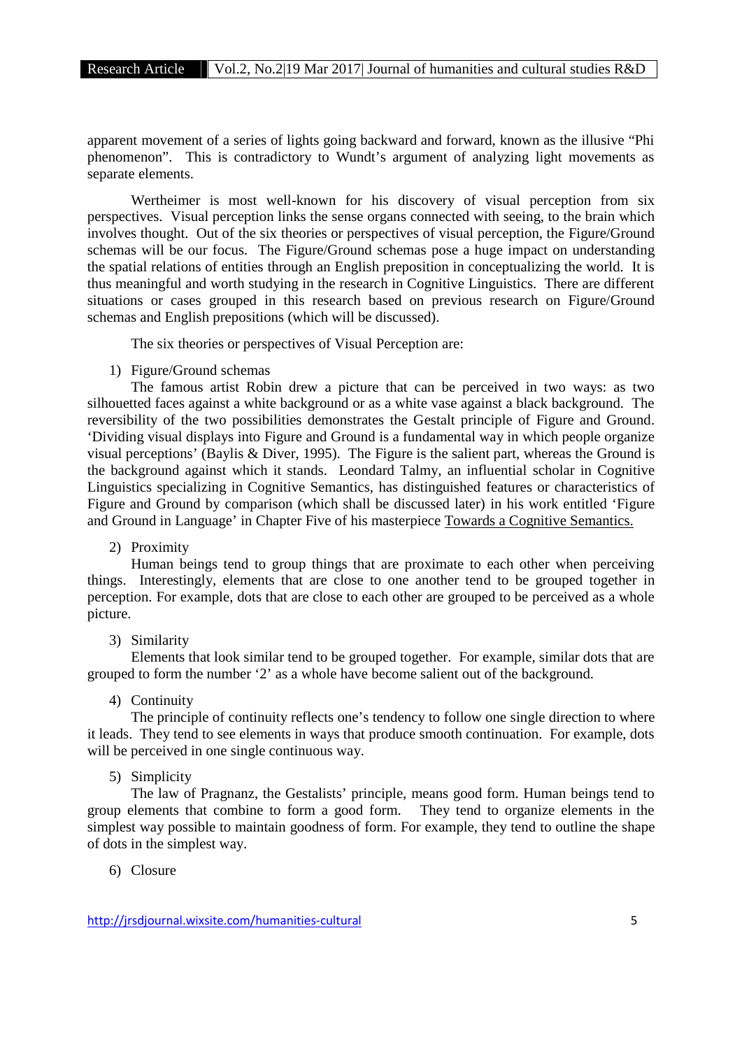apparent movement of a series of lights going backward and forward, known as the illusive "Phi phenomenon". This is contradictory to Wundt's argument of analyzing light movements as separate elements.

Wertheimer is most well-known for his discovery of visual perception from six perspectives. Visual perception links the sense organs connected with seeing, to the brain which involves thought. Out of the six theories or perspectives of visual perception, the Figure/Ground schemas will be our focus. The Figure/Ground schemas pose a huge impact on understanding the spatial relations of entities through an English preposition in conceptualizing the world. It is thus meaningful and worth studying in the research in Cognitive Linguistics. There are different situations or cases grouped in this research based on previous research on Figure/Ground schemas and English prepositions (which will be discussed).

The six theories or perspectives of Visual Perception are:

1) Figure/Ground schemas

The famous artist Robin drew a picture that can be perceived in two ways: as two silhouetted faces against a white background or as a white vase against a black background. The reversibility of the two possibilities demonstrates the Gestalt principle of Figure and Ground. 'Dividing visual displays into Figure and Ground is a fundamental way in which people organize visual perceptions' (Baylis & Diver, 1995). The Figure is the salient part, whereas the Ground is the background against which it stands. Leondard Talmy, an influential scholar in Cognitive Linguistics specializing in Cognitive Semantics, has distinguished features or characteristics of Figure and Ground by comparison (which shall be discussed later) in his work entitled 'Figure and Ground in Language' in Chapter Five of his masterpiece Towards a Cognitive Semantics.

2) Proximity

Human beings tend to group things that are proximate to each other when perceiving things. Interestingly, elements that are close to one another tend to be grouped together in perception. For example, dots that are close to each other are grouped to be perceived as a whole picture.

3) Similarity

Elements that look similar tend to be grouped together. For example, similar dots that are grouped to form the number '2' as a whole have become salient out of the background.

4) Continuity

The principle of continuity reflects one's tendency to follow one single direction to where it leads. They tend to see elements in ways that produce smooth continuation. For example, dots will be perceived in one single continuous way.

5) Simplicity

The law of Pragnanz, the Gestalists' principle, means good form. Human beings tend to group elements that combine to form a good form. They tend to organize elements in the simplest way possible to maintain goodness of form. For example, they tend to outline the shape of dots in the simplest way.

6) Closure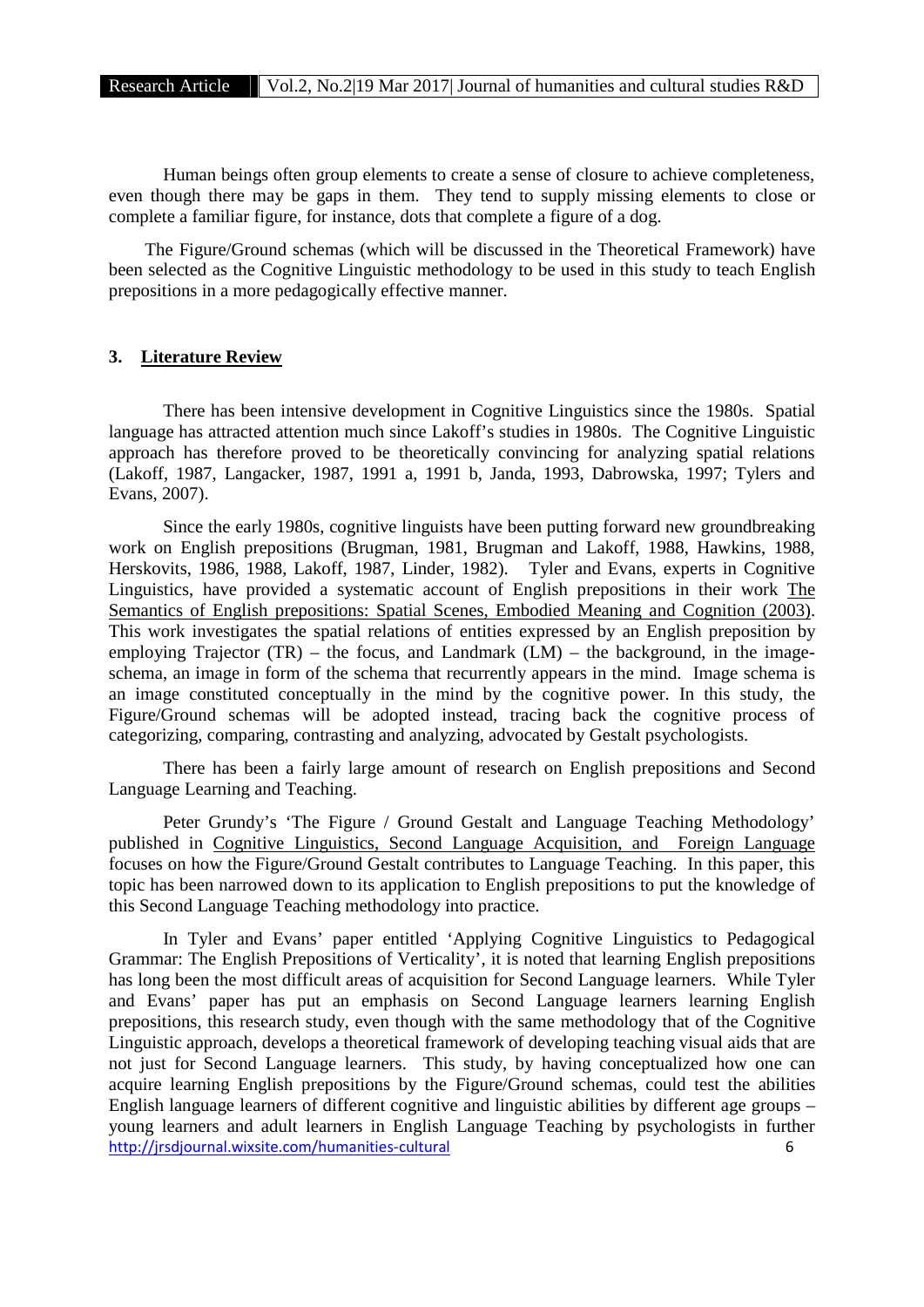Human beings often group elements to create a sense of closure to achieve completeness, even though there may be gaps in them. They tend to supply missing elements to close or complete a familiar figure, for instance, dots that complete a figure of a dog.

The Figure/Ground schemas (which will be discussed in the Theoretical Framework) have been selected as the Cognitive Linguistic methodology to be used in this study to teach English prepositions in a more pedagogically effective manner.

## 3. Literature Review

There has been intensive development in Cognitive Linguistics since the 1980s. Spatial language has attracted attention much since Lakoff's studies in 1980s. The Cognitive Linguistic approach has therefore proved to be theoretically convincing for analyzing spatial relations (Lakoff, 1987, Langacker, 1987, 1991 a, 1991 b, Janda, 1993, Dabrowska, 1997; Tylers and Evans, 2007).

Since the early 1980s, cognitive linguists have been putting forward new groundbreaking work on English prepositions (Brugman, 1981, Brugman and Lakoff, 1988, Hawkins, 1988, Herskovits, 1986, 1988, Lakoff, 1987, Linder, 1982). Tyler and Evans, experts in Cognitive Linguistics, have provided a systematic account of English prepositions in their work The Semantics of English prepositions: Spatial Scenes, Embodied Meaning and Cognition (2003). This work investigates the spatial relations of entities expressed by an English preposition by employing Trajector (TR) – the focus, and Landmark (LM) – the background, in the image-schema, an image in form of the schema that recurrently appears in the mind. Image schema is an image constituted conceptually in the mind by the cognitive power. In this study, the Figure/Ground schemas will be adopted instead, tracing back the cognitive process of categorizing, comparing, contrasting and analyzing, advocated by Gestalt psychologists.

There has been a fairly large amount of research on English prepositions and Second Language Learning and Teaching.

Peter Grundy's 'The Figure / Ground Gestalt and Language Teaching Methodology' published in Cognitive Linguistics, Second Language Acquisition, and Foreign Language focuses on how the Figure/Ground Gestalt contributes to Language Teaching. In this paper, this topic has been narrowed down to its application to English prepositions to put the knowledge of this Second Language Teaching methodology into practice.

In Tyler and Evans' paper entitled 'Applying Cognitive Linguistics to Pedagogical Grammar: The English Prepositions of Verticality', it is noted that learning English prepositions has long been the most difficult areas of acquisition for Second Language learners. While Tyler and Evans' paper has put an emphasis on Second Language learners learning English prepositions, this research study, even though with the same methodology that of the Cognitive Linguistic approach, develops a theoretical framework of developing teaching visual aids that are not just for Second Language learners. This study, by having conceptualized how one can acquire learning English prepositions by the Figure/Ground schemas, could test the abilities English language learners of different cognitive and linguistic abilities by different age groups – young learners and adult learners in English Language Teaching by psychologists in further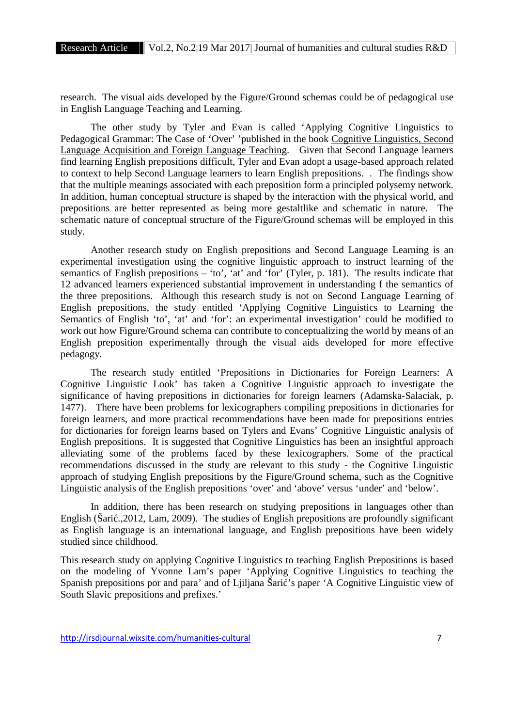research. The visual aids developed by the Figure/Ground schemas could be of pedagogical use in English Language Teaching and Learning.

The other study by Tyler and Evan is called 'Applying Cognitive Linguistics to Pedagogical Grammar: The Case of 'Over' 'published in the book Cognitive Linguistics, Second Language Acquisition and Foreign Language Teaching. Given that Second Language learners find learning English prepositions difficult, Tyler and Evan adopt a usage-based approach related to context to help Second Language learners to learn English prepositions. . The findings show that the multiple meanings associated with each preposition form a principled polysemy network. In addition, human conceptual structure is shaped by the interaction with the physical world, and prepositions are better represented as being more gestaltlike and schematic in nature. The schematic nature of conceptual structure of the Figure/Ground schemas will be employed in this study.

Another research study on English prepositions and Second Language Learning is an experimental investigation using the cognitive linguistic approach to instruct learning of the semantics of English prepositions – 'to', 'at' and 'for' (Tyler, p. 181). The results indicate that 12 advanced learners experienced substantial improvement in understanding f the semantics of the three prepositions. Although this research study is not on Second Language Learning of English prepositions, the study entitled 'Applying Cognitive Linguistics to Learning the Semantics of English 'to', 'at' and 'for': an experimental investigation' could be modified to work out how Figure/Ground schema can contribute to conceptualizing the world by means of an English preposition experimentally through the visual aids developed for more effective pedagogy.

The research study entitled 'Prepositions in Dictionaries for Foreign Learners: A Cognitive Linguistic Look' has taken a Cognitive Linguistic approach to investigate the significance of having prepositions in dictionaries for foreign learners (Adamska-Salaciak, p. 1477). There have been problems for lexicographers compiling prepositions in dictionaries for foreign learners, and more practical recommendations have been made for prepositions entries for dictionaries for foreign learns based on Tylers and Evans' Cognitive Linguistic analysis of English prepositions. It is suggested that Cognitive Linguistics has been an insightful approach alleviating some of the problems faced by these lexicographers. Some of the practical recommendations discussed in the study are relevant to this study - the Cognitive Linguistic approach of studying English prepositions by the Figure/Ground schema, such as the Cognitive Linguistic analysis of the English prepositions 'over' and 'above' versus 'under' and 'below'.

In addition, there has been research on studying prepositions in languages other than English (Šarić.,2012, Lam, 2009). The studies of English prepositions are profoundly significant as English language is an international language, and English prepositions have been widely studied since childhood.

This research study on applying Cognitive Linguistics to teaching English Prepositions is based on the modeling of Yvonne Lam's paper 'Applying Cognitive Linguistics to teaching the Spanish prepositions por and para' and of Ljiljana Šarić's paper 'A Cognitive Linguistic view of South Slavic prepositions and prefixes.'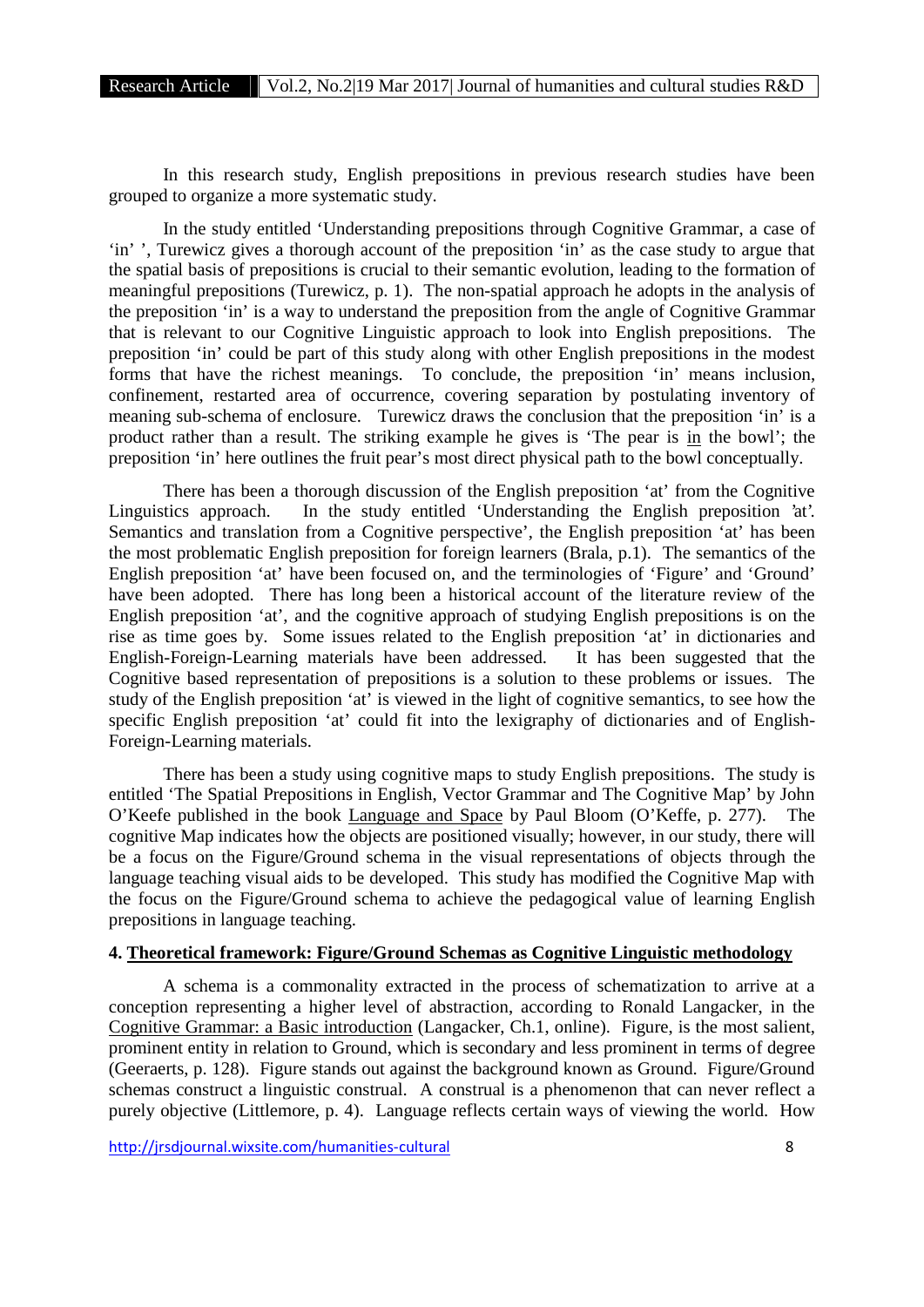In this research study, English prepositions in previous research studies have been grouped to organize a more systematic study.

In the study entitled 'Understanding prepositions through Cognitive Grammar, a case of 'in' ', Turewicz gives a thorough account of the preposition 'in' as the case study to argue that the spatial basis of prepositions is crucial to their semantic evolution, leading to the formation of meaningful prepositions (Turewicz, p. 1). The non-spatial approach he adopts in the analysis of the preposition 'in' is a way to understand the preposition from the angle of Cognitive Grammar that is relevant to our Cognitive Linguistic approach to look into English prepositions. The preposition 'in' could be part of this study along with other English prepositions in the modest forms that have the richest meanings. To conclude, the preposition 'in' means inclusion, confinement, restarted area of occurrence, covering separation by postulating inventory of meaning sub-schema of enclosure. Turewicz draws the conclusion that the preposition 'in' is a product rather than a result. The striking example he gives is 'The pear is <u>in</u> the bowl'; the preposition 'in' here outlines the fruit pear's most direct physical path to the bowl conceptually.

There has been a thorough discussion of the English preposition 'at' from the Cognitive Linguistics approach. In the study entitled 'Understanding the English preposition 'at'. Semantics and translation from a Cognitive perspective', the English preposition 'at' has been the most problematic English preposition for foreign learners (Brala, p.1). The semantics of the English preposition 'at' have been focused on, and the terminologies of 'Figure' and 'Ground' have been adopted. There has long been a historical account of the literature review of the English preposition 'at', and the cognitive approach of studying English prepositions is on the rise as time goes by. Some issues related to the English preposition 'at' in dictionaries and English-Foreign-Learning materials have been addressed. It has been suggested that the Cognitive based representation of prepositions is a solution to these problems or issues. The study of the English preposition 'at' is viewed in the light of cognitive semantics, to see how the specific English preposition 'at' could fit into the lexigraphy of dictionaries and of English-Foreign-Learning materials.

There has been a study using cognitive maps to study English prepositions. The study is entitled 'The Spatial Prepositions in English, Vector Grammar and The Cognitive Map' by John O'Keefe published in the book <u>Language and Space</u> by Paul Bloom (O'Keffe, p. 277). The cognitive Map indicates how the objects are positioned visually; however, in our study, there will be a focus on the Figure/Ground schema in the visual representations of objects through the language teaching visual aids to be developed. This study has modified the Cognitive Map with the focus on the Figure/Ground schema to achieve the pedagogical value of learning English prepositions in language teaching.

## 4. <u>Theoretical framework: Figure/Ground Schemas as Cognitive Linguistic methodology</u>

A schema is a commonality extracted in the process of schematization to arrive at a conception representing a higher level of abstraction, according to Ronald Langacker, in the <u>Cognitive Grammar: a Basic introduction</u> (Langacker, Ch.1, online). Figure, is the most salient, prominent entity in relation to Ground, which is secondary and less prominent in terms of degree (Geeraerts, p. 128). Figure stands out against the background known as Ground. Figure/Ground schemas construct a linguistic construal. A construal is a phenomenon that can never reflect a purely objective (Littlemore, p. 4). Language reflects certain ways of viewing the world. How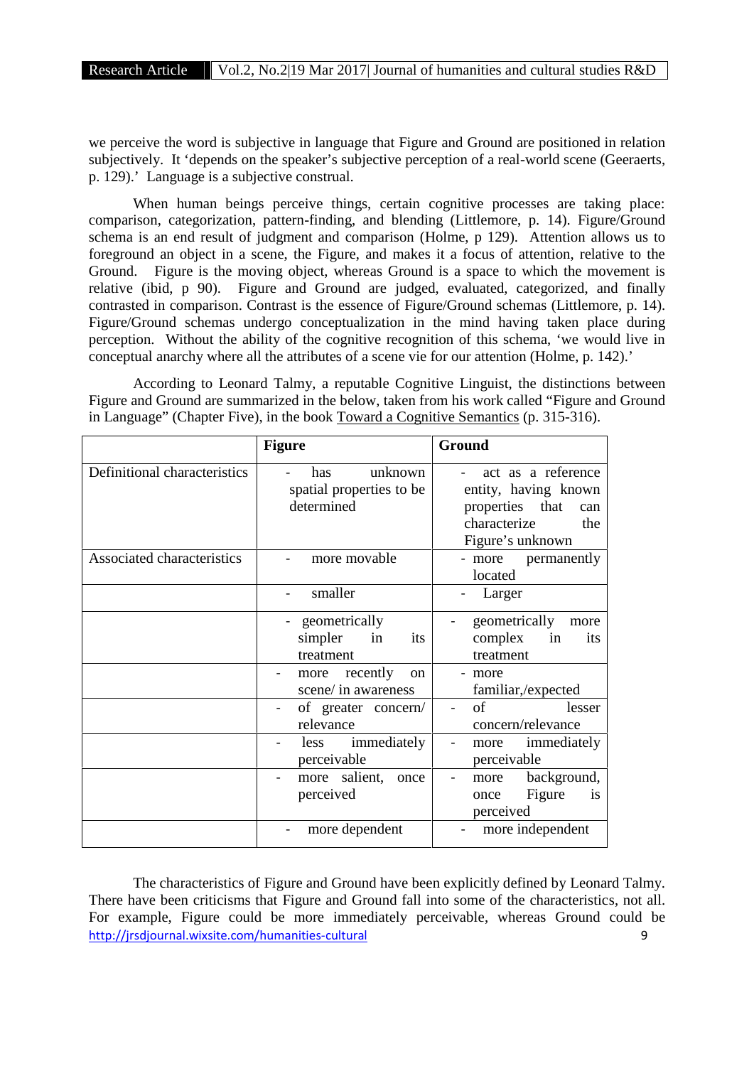we perceive the word is subjective in language that Figure and Ground are positioned in relation subjectively. It 'depends on the speaker's subjective perception of a real-world scene (Geeraerts, p. 129).' Language is a subjective construal.

When human beings perceive things, certain cognitive processes are taking place: comparison, categorization, pattern-finding, and blending (Littlemore, p. 14). Figure/Ground schema is an end result of judgment and comparison (Holme, p 129). Attention allows us to foreground an object in a scene, the Figure, and makes it a focus of attention, relative to the Ground. Figure is the moving object, whereas Ground is a space to which the movement is relative (ibid, p 90). Figure and Ground are judged, evaluated, categorized, and finally contrasted in comparison. Contrast is the essence of Figure/Ground schemas (Littlemore, p. 14). Figure/Ground schemas undergo conceptualization in the mind having taken place during perception. Without the ability of the cognitive recognition of this schema, 'we would live in conceptual anarchy where all the attributes of a scene vie for our attention (Holme, p. 142).'

According to Leonard Talmy, a reputable Cognitive Linguist, the distinctions between Figure and Ground are summarized in the below, taken from his work called "Figure and Ground in Language" (Chapter Five), in the book Toward a Cognitive Semantics (p. 315-316).

| | **Figure** | **Ground** |
|---|---|---|
| Definitional characteristics | - has unknown spatial properties to be determined | - act as a reference entity, having known properties that can characterize the Figure's unknown |
| Associated characteristics | - more movable | - more permanently located |
| | - smaller | - Larger |
| | - geometrically simpler in its treatment | - geometrically more complex in its treatment |
| | - more recently on scene/ in awareness | - more familiar,/expected |
| | - of greater concern/ relevance | - of lesser concern/relevance |
| | - less immediately perceivable | - more immediately perceivable |
| | - more salient, once perceived | - more background, once Figure is perceived |
| | - more dependent | - more independent |

The characteristics of Figure and Ground have been explicitly defined by Leonard Talmy. There have been criticisms that Figure and Ground fall into some of the characteristics, not all. For example, Figure could be more immediately perceivable, whereas Ground could be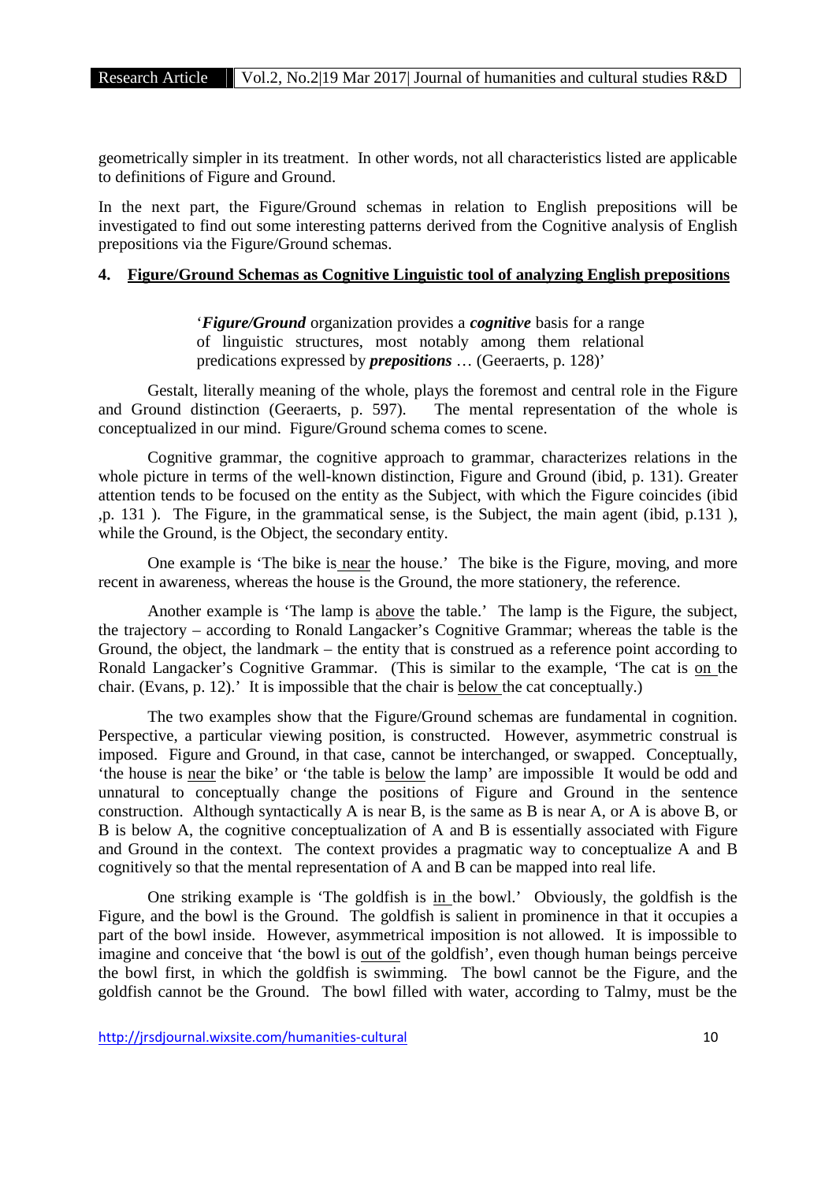geometrically simpler in its treatment. In other words, not all characteristics listed are applicable to definitions of Figure and Ground.

In the next part, the Figure/Ground schemas in relation to English prepositions will be investigated to find out some interesting patterns derived from the Cognitive analysis of English prepositions via the Figure/Ground schemas.

## 4. Figure/Ground Schemas as Cognitive Linguistic tool of analyzing English prepositions

> '***Figure/Ground*** organization provides a ***cognitive*** basis for a range of linguistic structures, most notably among them relational predications expressed by ***prepositions*** … (Geeraerts, p. 128)'

Gestalt, literally meaning of the whole, plays the foremost and central role in the Figure and Ground distinction (Geeraerts, p. 597). The mental representation of the whole is conceptualized in our mind. Figure/Ground schema comes to scene.

Cognitive grammar, the cognitive approach to grammar, characterizes relations in the whole picture in terms of the well-known distinction, Figure and Ground (ibid, p. 131). Greater attention tends to be focused on the entity as the Subject, with which the Figure coincides (ibid ,p. 131 ). The Figure, in the grammatical sense, is the Subject, the main agent (ibid, p.131 ), while the Ground, is the Object, the secondary entity.

One example is 'The bike is near the house.' The bike is the Figure, moving, and more recent in awareness, whereas the house is the Ground, the more stationery, the reference.

Another example is 'The lamp is above the table.' The lamp is the Figure, the subject, the trajectory – according to Ronald Langacker's Cognitive Grammar; whereas the table is the Ground, the object, the landmark – the entity that is construed as a reference point according to Ronald Langacker's Cognitive Grammar. (This is similar to the example, 'The cat is on the chair. (Evans, p. 12).' It is impossible that the chair is below the cat conceptually.)

The two examples show that the Figure/Ground schemas are fundamental in cognition. Perspective, a particular viewing position, is constructed. However, asymmetric construal is imposed. Figure and Ground, in that case, cannot be interchanged, or swapped. Conceptually, 'the house is near the bike' or 'the table is below the lamp' are impossible It would be odd and unnatural to conceptually change the positions of Figure and Ground in the sentence construction. Although syntactically A is near B, is the same as B is near A, or A is above B, or B is below A, the cognitive conceptualization of A and B is essentially associated with Figure and Ground in the context. The context provides a pragmatic way to conceptualize A and B cognitively so that the mental representation of A and B can be mapped into real life.

One striking example is 'The goldfish is in the bowl.' Obviously, the goldfish is the Figure, and the bowl is the Ground. The goldfish is salient in prominence in that it occupies a part of the bowl inside. However, asymmetrical imposition is not allowed. It is impossible to imagine and conceive that 'the bowl is out of the goldfish', even though human beings perceive the bowl first, in which the goldfish is swimming. The bowl cannot be the Figure, and the goldfish cannot be the Ground. The bowl filled with water, according to Talmy, must be the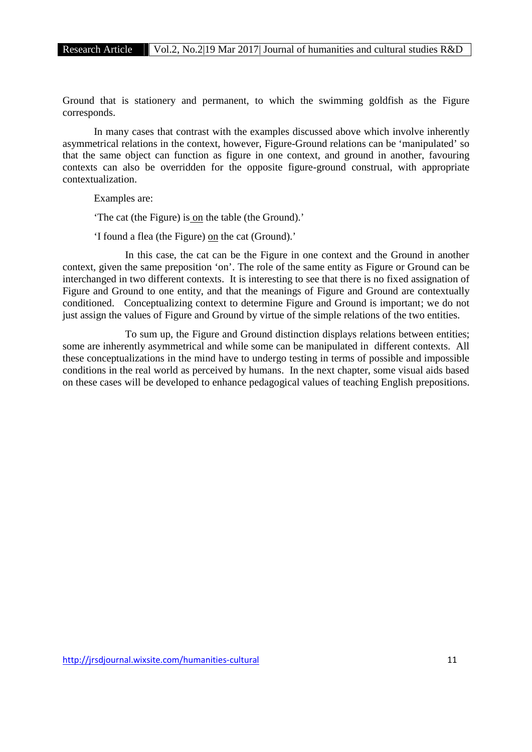Ground that is stationery and permanent, to which the swimming goldfish as the Figure corresponds.

In many cases that contrast with the examples discussed above which involve inherently asymmetrical relations in the context, however, Figure-Ground relations can be 'manipulated' so that the same object can function as figure in one context, and ground in another, favouring contexts can also be overridden for the opposite figure-ground construal, with appropriate contextualization.

Examples are:

'The cat (the Figure) is <u>on</u> the table (the Ground).'

'I found a flea (the Figure) <u>on</u> the cat (Ground).'

In this case, the cat can be the Figure in one context and the Ground in another context, given the same preposition 'on'. The role of the same entity as Figure or Ground can be interchanged in two different contexts. It is interesting to see that there is no fixed assignation of Figure and Ground to one entity, and that the meanings of Figure and Ground are contextually conditioned. Conceptualizing context to determine Figure and Ground is important; we do not just assign the values of Figure and Ground by virtue of the simple relations of the two entities.

To sum up, the Figure and Ground distinction displays relations between entities; some are inherently asymmetrical and while some can be manipulated in different contexts. All these conceptualizations in the mind have to undergo testing in terms of possible and impossible conditions in the real world as perceived by humans. In the next chapter, some visual aids based on these cases will be developed to enhance pedagogical values of teaching English prepositions.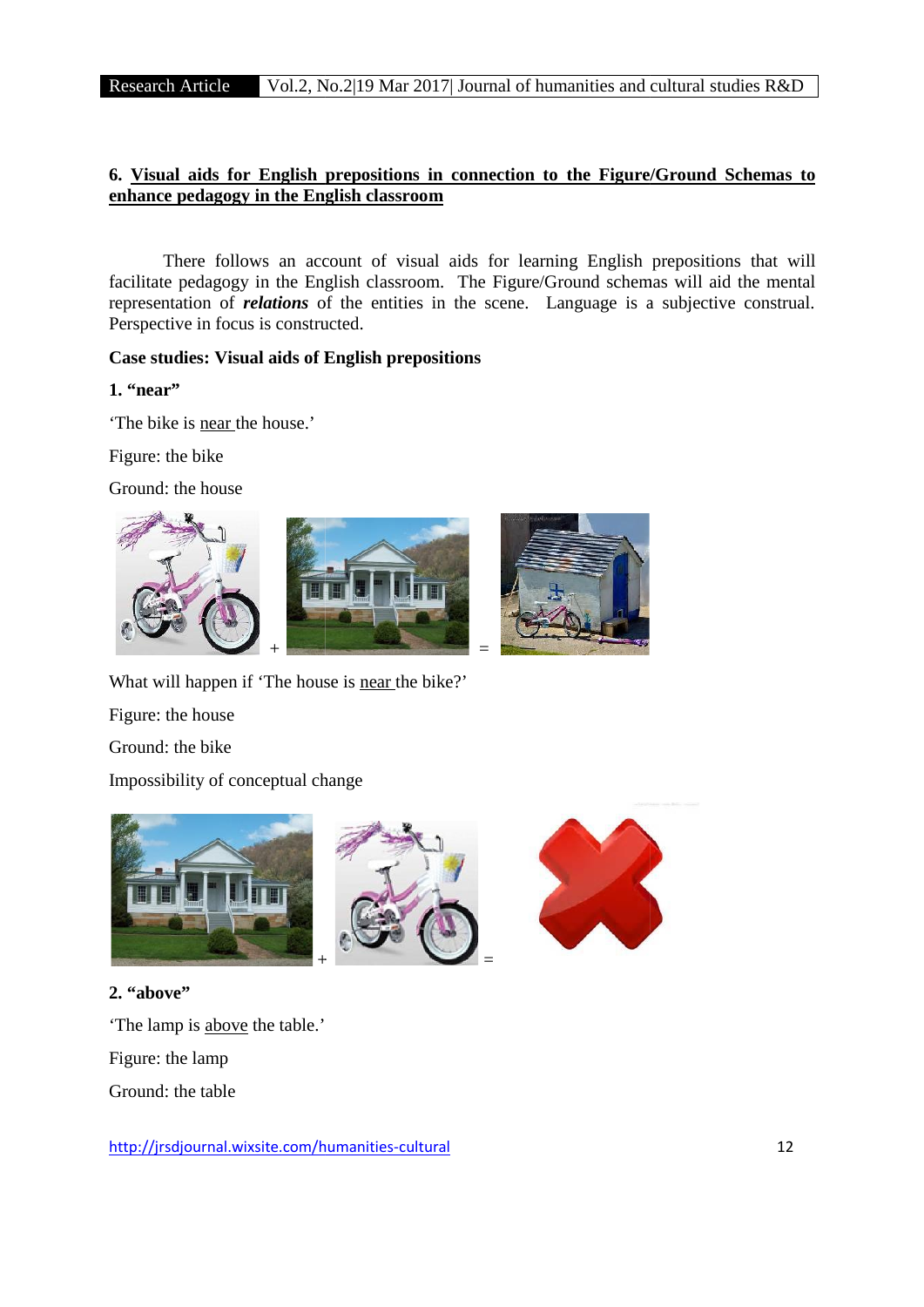## 6. Visual aids for English prepositions in connection to the Figure/Ground Schemas to enhance pedagogy in the English classroom

There follows an account of visual aids for learning English prepositions that will facilitate pedagogy in the English classroom. The Figure/Ground schemas will aid the mental representation of ***relations*** of the entities in the scene. Language is a subjective construal. Perspective in focus is constructed.

**Case studies: Visual aids of English prepositions**

**1. "near"**

'The bike is near the house.'

Figure: the bike

Ground: the house

+ =

What will happen if 'The house is near the bike?'

Figure: the house

Ground: the bike

Impossibility of conceptual change

+ =

**2. "above"**

'The lamp is above the table.'

Figure: the lamp

Ground: the table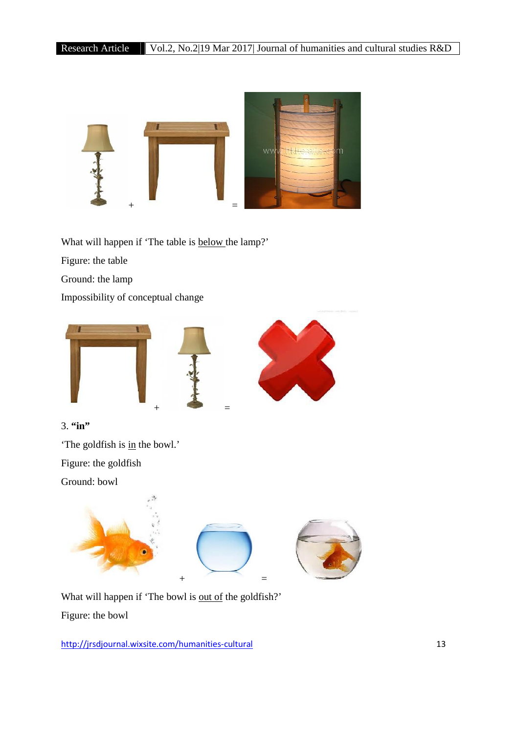+ =

What will happen if ‘The table is below the lamp?’

Figure: the table

Ground: the lamp

Impossibility of conceptual change

+ =

3. **“in”**

‘The goldfish is in the bowl.’

Figure: the goldfish

Ground: bowl

+ =

What will happen if ‘The bowl is out of the goldfish?’

Figure: the bowl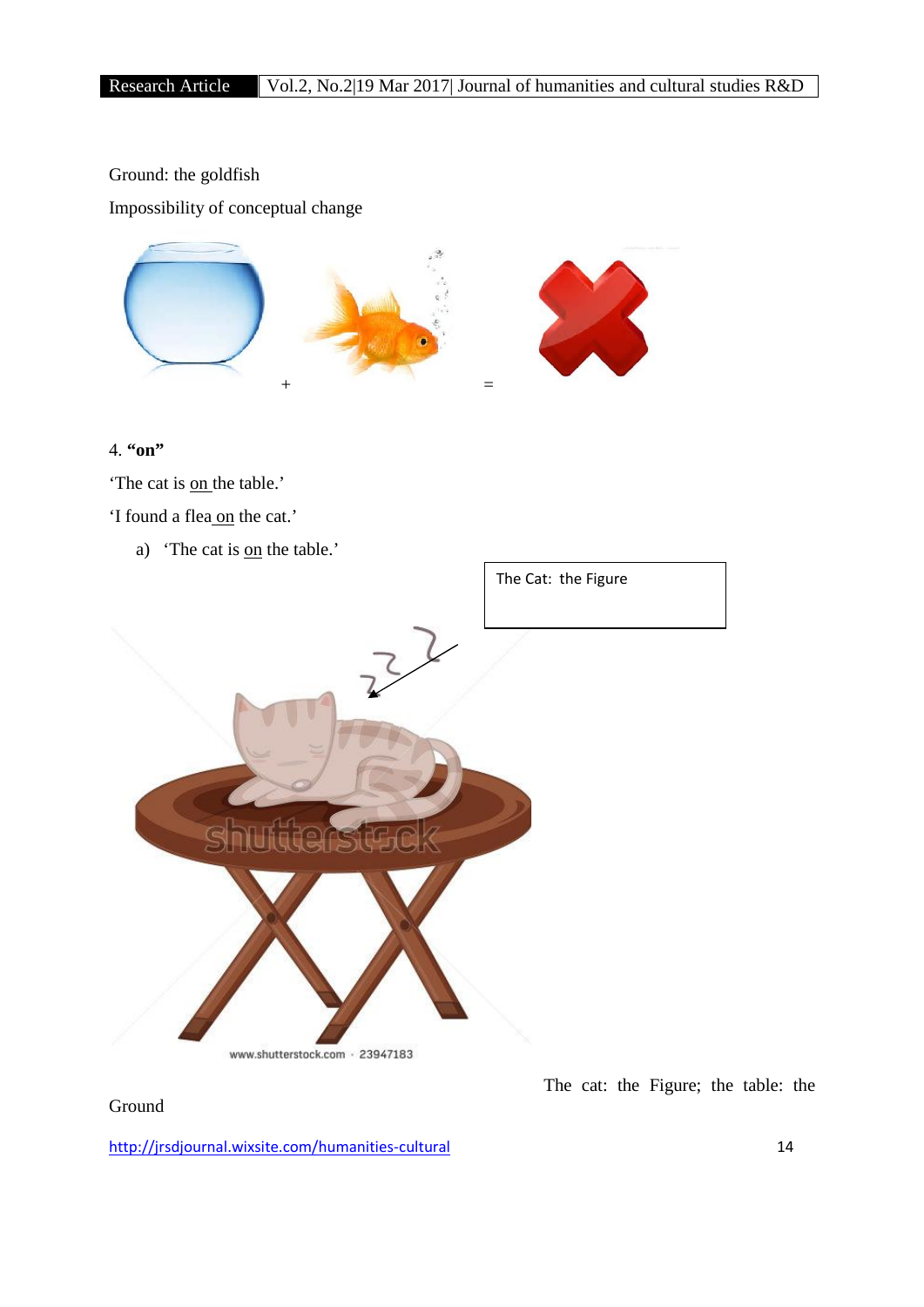Ground: the goldfish

Impossibility of conceptual change

+ =

4. **"on"**

'The cat is on the table.'

'I found a flea on the cat.'

a) 'The cat is on the table.'

The Cat: the Figure

The cat: the Figure; the table: the Ground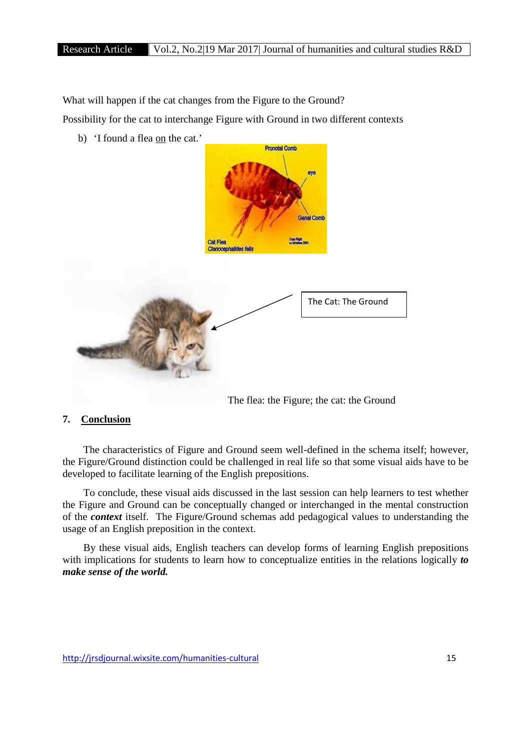What will happen if the cat changes from the Figure to the Ground?

Possibility for the cat to interchange Figure with Ground in two different contexts

b) 'I found a flea <u>on</u> the cat.'

The Cat: The Ground

The flea: the Figure; the cat: the Ground

## 7. <u>Conclusion</u>

The characteristics of Figure and Ground seem well-defined in the schema itself; however, the Figure/Ground distinction could be challenged in real life so that some visual aids have to be developed to facilitate learning of the English prepositions.

To conclude, these visual aids discussed in the last session can help learners to test whether the Figure and Ground can be conceptually changed or interchanged in the mental construction of the ***context*** itself. The Figure/Ground schemas add pedagogical values to understanding the usage of an English preposition in the context.

By these visual aids, English teachers can develop forms of learning English prepositions with implications for students to learn how to conceptualize entities in the relations logically ***to make sense of the world.***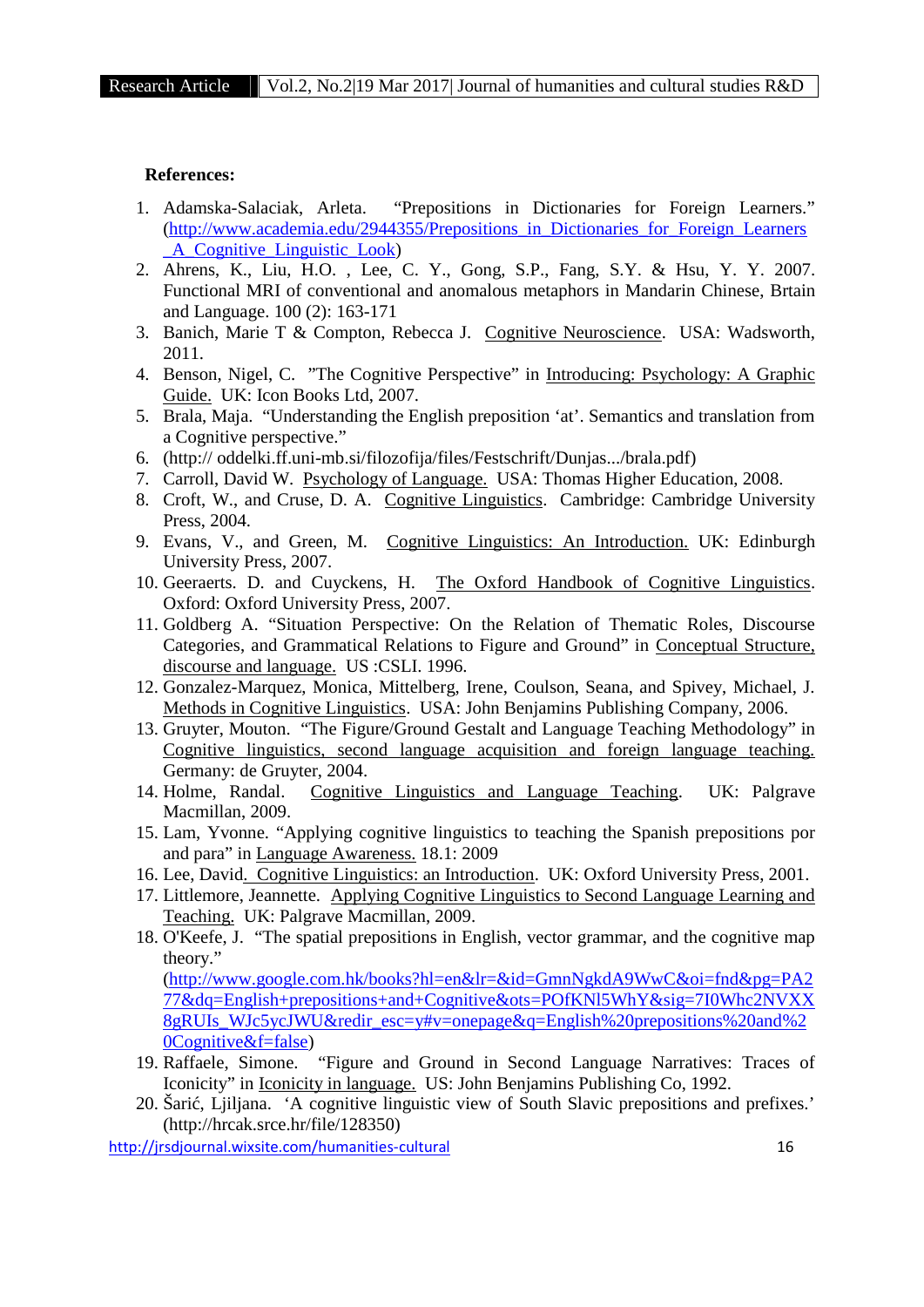**References:**

1. Adamska-Salaciak, Arleta. "Prepositions in Dictionaries for Foreign Learners." (http://www.academia.edu/2944355/Prepositions_in_Dictionaries_for_Foreign_Learners_A_Cognitive_Linguistic_Look)
2. Ahrens, K., Liu, H.O. , Lee, C. Y., Gong, S.P., Fang, S.Y. & Hsu, Y. Y. 2007. Functional MRI of conventional and anomalous metaphors in Mandarin Chinese, Brtain and Language. 100 (2): 163-171
3. Banich, Marie T & Compton, Rebecca J. Cognitive Neuroscience. USA: Wadsworth, 2011.
4. Benson, Nigel, C. "The Cognitive Perspective" in Introducing: Psychology: A Graphic Guide. UK: Icon Books Ltd, 2007.
5. Brala, Maja. "Understanding the English preposition 'at'. Semantics and translation from a Cognitive perspective."
6. (http:// oddelki.ff.uni-mb.si/filozofija/files/Festschrift/Dunjas.../brala.pdf)
7. Carroll, David W. Psychology of Language. USA: Thomas Higher Education, 2008.
8. Croft, W., and Cruse, D. A. Cognitive Linguistics. Cambridge: Cambridge University Press, 2004.
9. Evans, V., and Green, M. Cognitive Linguistics: An Introduction. UK: Edinburgh University Press, 2007.
10. Geeraerts. D. and Cuyckens, H. The Oxford Handbook of Cognitive Linguistics. Oxford: Oxford University Press, 2007.
11. Goldberg A. "Situation Perspective: On the Relation of Thematic Roles, Discourse Categories, and Grammatical Relations to Figure and Ground" in Conceptual Structure, discourse and language. US :CSLI. 1996.
12. Gonzalez-Marquez, Monica, Mittelberg, Irene, Coulson, Seana, and Spivey, Michael, J. Methods in Cognitive Linguistics. USA: John Benjamins Publishing Company, 2006.
13. Gruyter, Mouton. "The Figure/Ground Gestalt and Language Teaching Methodology" in Cognitive linguistics, second language acquisition and foreign language teaching. Germany: de Gruyter, 2004.
14. Holme, Randal. Cognitive Linguistics and Language Teaching. UK: Palgrave Macmillan, 2009.
15. Lam, Yvonne. "Applying cognitive linguistics to teaching the Spanish prepositions por and para" in Language Awareness. 18.1: 2009
16. Lee, David. Cognitive Linguistics: an Introduction. UK: Oxford University Press, 2001.
17. Littlemore, Jeannette. Applying Cognitive Linguistics to Second Language Learning and Teaching. UK: Palgrave Macmillan, 2009.
18. O'Keefe, J. "The spatial prepositions in English, vector grammar, and the cognitive map theory." (http://www.google.com.hk/books?hl=en&lr=&id=GmnNgkdA9WwC&oi=fnd&pg=PA277&dq=English+prepositions+and+Cognitive&ots=POfKNl5WhY&sig=7I0Whc2NVXX8gRUIs_WJc5ycJWU&redir_esc=y#v=onepage&q=English%20prepositions%20and%20Cognitive&f=false)
19. Raffaele, Simone. "Figure and Ground in Second Language Narratives: Traces of Iconicity" in Iconicity in language. US: John Benjamins Publishing Co, 1992.
20. Šarić, Ljiljana. 'A cognitive linguistic view of South Slavic prepositions and prefixes.' (http://hrcak.srce.hr/file/128350)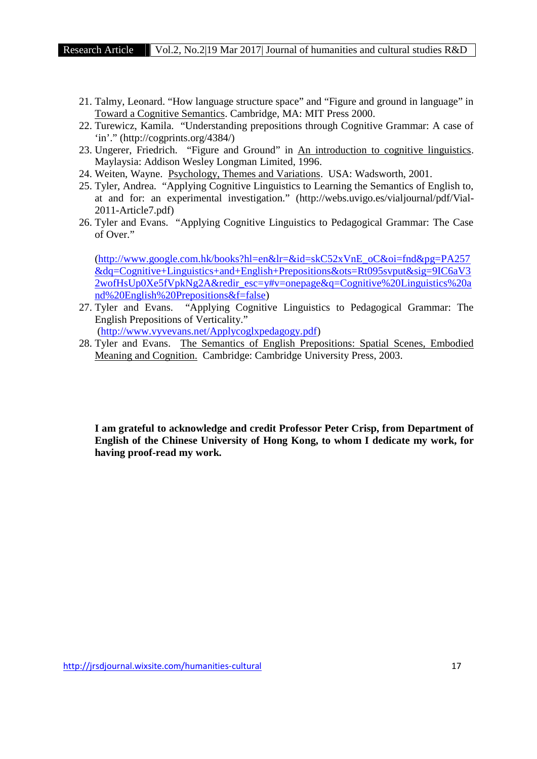21. Talmy, Leonard. "How language structure space" and "Figure and ground in language" in Toward a Cognitive Semantics. Cambridge, MA: MIT Press 2000.
22. Turewicz, Kamila. "Understanding prepositions through Cognitive Grammar: A case of 'in'." (http://cogprints.org/4384/)
23. Ungerer, Friedrich. "Figure and Ground" in An introduction to cognitive linguistics. Maylaysia: Addison Wesley Longman Limited, 1996.
24. Weiten, Wayne. Psychology, Themes and Variations. USA: Wadsworth, 2001.
25. Tyler, Andrea. "Applying Cognitive Linguistics to Learning the Semantics of English to, at and for: an experimental investigation." (http://webs.uvigo.es/vialjournal/pdf/Vial-2011-Article7.pdf)
26. Tyler and Evans. "Applying Cognitive Linguistics to Pedagogical Grammar: The Case of Over."

    (http://www.google.com.hk/books?hl=en&lr=&id=skC52xVnE_oC&oi=fnd&pg=PA257&dq=Cognitive+Linguistics+and+English+Prepositions&ots=Rt095svput&sig=9IC6aV32wofHsUp0Xe5fVpkNg2A&redir_esc=y#v=onepage&q=Cognitive%20Linguistics%20and%20English%20Prepositions&f=false)
27. Tyler and Evans. "Applying Cognitive Linguistics to Pedagogical Grammar: The English Prepositions of Verticality."
    (http://www.vyvevans.net/Applycoglxpedagogy.pdf)
28. Tyler and Evans. The Semantics of English Prepositions: Spatial Scenes, Embodied Meaning and Cognition. Cambridge: Cambridge University Press, 2003.

**I am grateful to acknowledge and credit Professor Peter Crisp, from Department of English of the Chinese University of Hong Kong, to whom I dedicate my work, for having proof-read my work.**